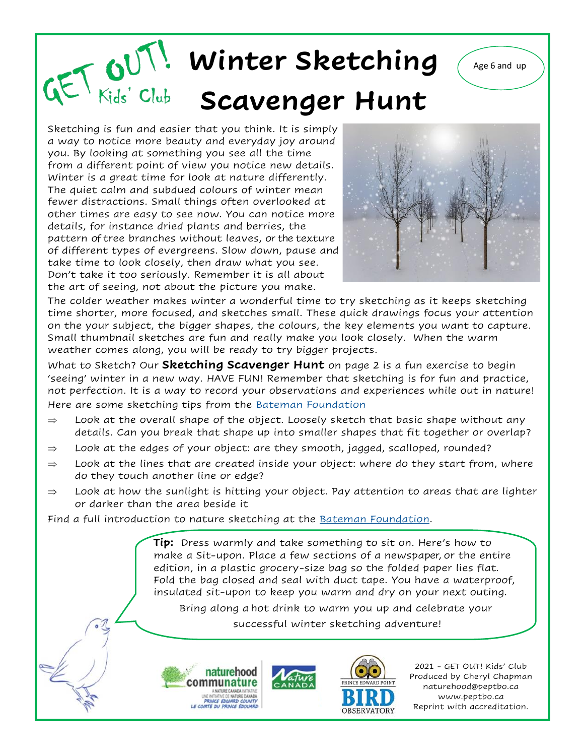GET OUT! Kids' Club

# Winter Sketching Scavenger Hunt

Age 6 and up

Sketching is fun and easier that you think. It is simply a way to notice more beauty and everyday joy around you. By looking at something you see all the time from a different point of view you notice new details. Winter is a great time for look at nature differently. The quiet calm and subdued colours of winter mean fewer distractions. Small things often overlooked at other times are easy to see now. You can notice more details, for instance dried plants and berries, the pattern of tree branches without leaves, or the texture of different types of evergreens. Slow down, pause and take time to look closely, then draw what you see. Don't take it too seriously. Remember it is all about the art of seeing, not about the picture you make.

The colder weather makes winter a wonderful time to try sketching as it keeps sketching time shorter, more focused, and sketches small. These quick drawings focus your attention on the your subject, the bigger shapes, the colours, the key elements you want to capture. Small thumbnail sketches are fun and really make you look closely. When the warm weather comes along, you will be ready to try bigger projects.

What to Sketch? Our **Sketching Scavenger Hunt** on page 2 is a fun exercise to begin 'seeing' winter in a new way. HAVE FUN! Remember that sketching is for fun and practice, not perfection. It is a way to record your observations and experiences while out in nature!

Here are some sketching tips from the Bateman Foundation

- ⇒ Look at the overall shape of the object. Loosely sketch that basic shape without any details. Can you break that shape up into smaller shapes that fit together or overlap?
- ⇒ Look at the edges of your object: are they smooth, jagged, scalloped, rounded?
- ⇒ Look at the lines that are created inside your object: where do they start from, where do they touch another line or edge?
- ⇒ Look at how the sunlight is hitting your object. Pay attention to areas that are lighter or darker than the area beside it

Find a full introduction to nature sketching at the Bateman Foundation.

**Tip:** Dress warmly and take something to sit on. Here's how to make a Sit-upon. Place a few sections of a newspaper, or the entire edition, in a plastic grocery-size bag so the folded paper lies flat. Fold the bag closed and seal with duct tape. You have a waterproof, insulated sit-upon to keep you warm and dry on your next outing.

Bring along a hot drink to warm you up and celebrate your successful winter sketching adventure!

2021 - GET OUT! Kids' Club
Produced by Cheryl Chapman
naturehood@peptbo.ca
www.peptbo.ca
Reprint with accreditation.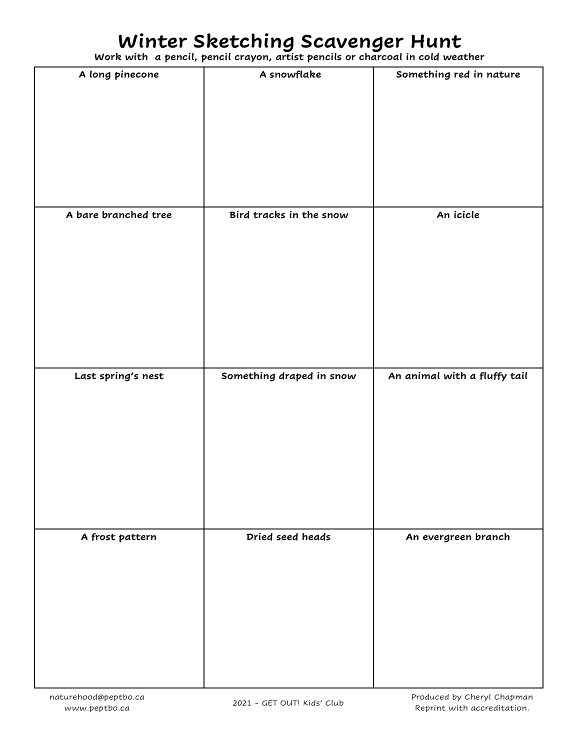# Winter Sketching Scavenger Hunt

**Work with a pencil, pencil crayon, artist pencils or charcoal in cold weather**

| | | |
|---|---|---|
| **A long pinecone** | **A snowflake** | **Something red in nature** |
| **A bare branched tree** | **Bird tracks in the snow** | **An icicle** |
| **Last spring's nest** | **Something draped in snow** | **An animal with a fluffy tail** |
| **A frost pattern** | **Dried seed heads** | **An evergreen branch** |

naturehood@peptbo.ca
www.peptbo.ca

2021 - GET OUT! Kids' Club

Produced by Cheryl Chapman
Reprint with accreditation.